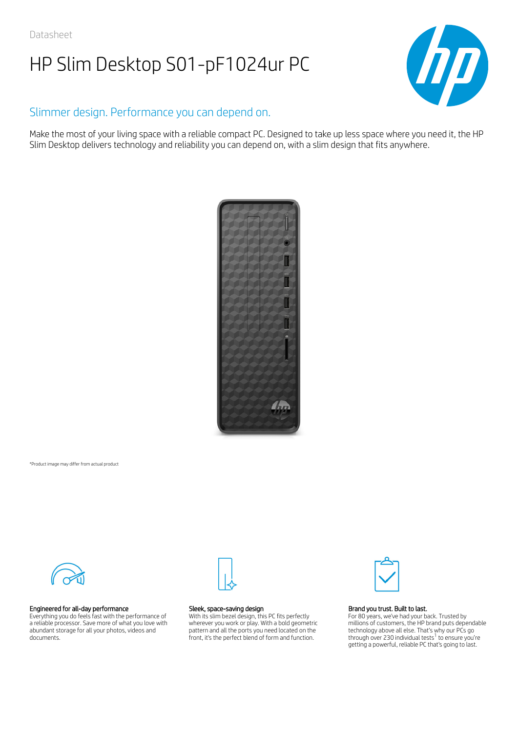Datasheet

# HP Slim Desktop S01-pF1024ur PC

## Slimmer design. Performance you can depend on.

Make the most of your living space with a reliable compact PC. Designed to take up less space where you need it, the HP Slim Desktop delivers technology and reliability you can depend on, with a slim design that fits anywhere.

*Product image may differ from actual product

**Engineered for all-day performance**
Everything you do feels fast with the performance of a reliable processor. Save more of what you love with abundant storage for all your photos, videos and documents.

**Sleek, space-saving design**
With its slim bezel design, this PC fits perfectly wherever you work or play. With a bold geometric pattern and all the ports you need located on the front, it's the perfect blend of form and function.

**Brand you trust. Built to last.**
For 80 years, we've had your back. Trusted by millions of customers, the HP brand puts dependable technology above all else. That's why our PCs go through over 230 individual tests[1] to ensure you're getting a powerful, reliable PC that's going to last.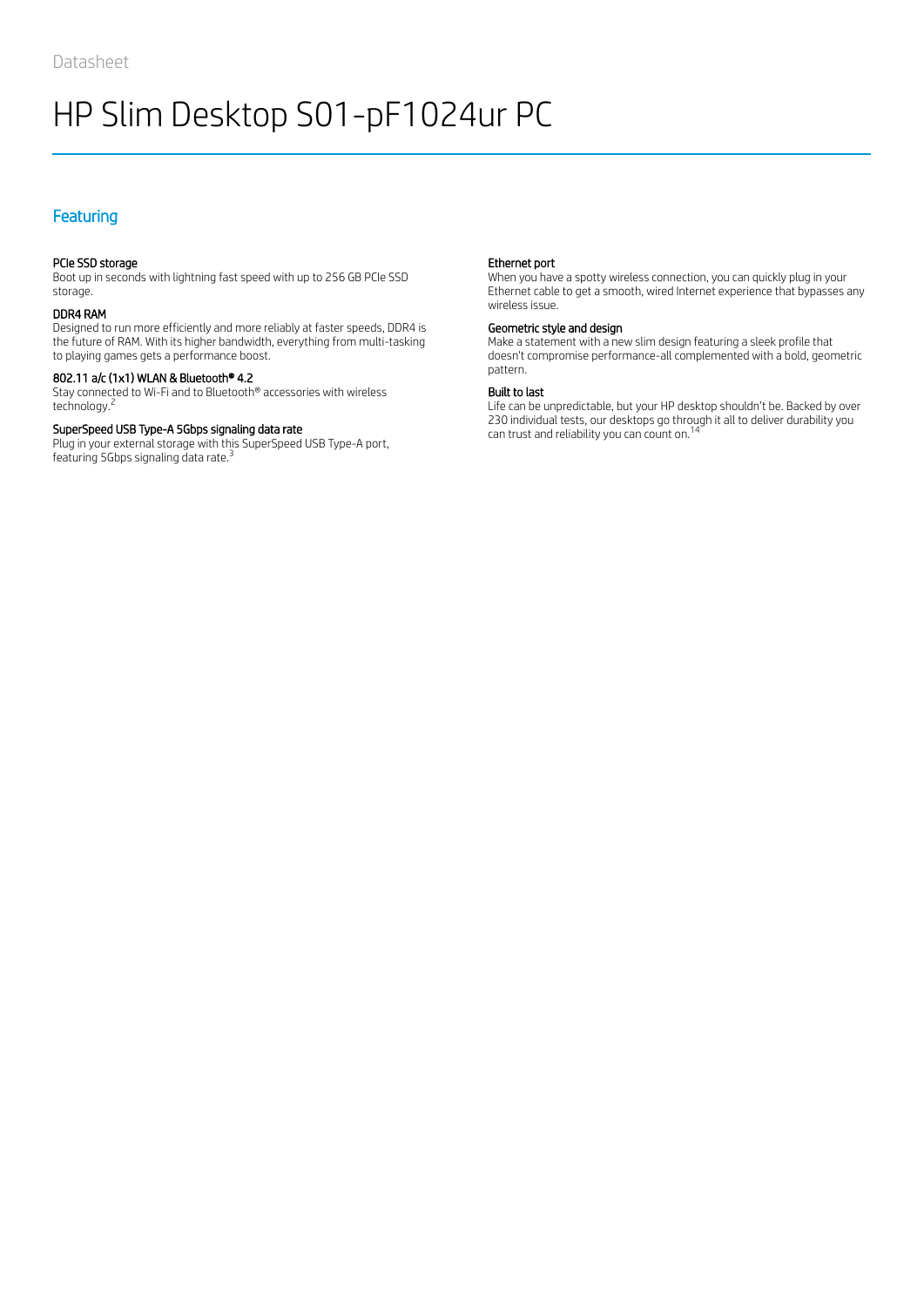Datasheet

# HP Slim Desktop S01-pF1024ur PC

## Featuring

### PCIe SSD storage

Boot up in seconds with lightning fast speed with up to 256 GB PCIe SSD storage.

### DDR4 RAM

Designed to run more efficiently and more reliably at faster speeds, DDR4 is the future of RAM. With its higher bandwidth, everything from multi-tasking to playing games gets a performance boost.

### 802.11 a/c (1x1) WLAN & Bluetooth® 4.2

Stay connected to Wi-Fi and to Bluetooth® accessories with wireless technology.[2]

### SuperSpeed USB Type-A 5Gbps signaling data rate

Plug in your external storage with this SuperSpeed USB Type-A port, featuring 5Gbps signaling data rate.[3]

### Ethernet port

When you have a spotty wireless connection, you can quickly plug in your Ethernet cable to get a smooth, wired Internet experience that bypasses any wireless issue.

### Geometric style and design

Make a statement with a new slim design featuring a sleek profile that doesn't compromise performance-all complemented with a bold, geometric pattern.

### Built to last

Life can be unpredictable, but your HP desktop shouldn't be. Backed by over 230 individual tests, our desktops go through it all to deliver durability you can trust and reliability you can count on.[14]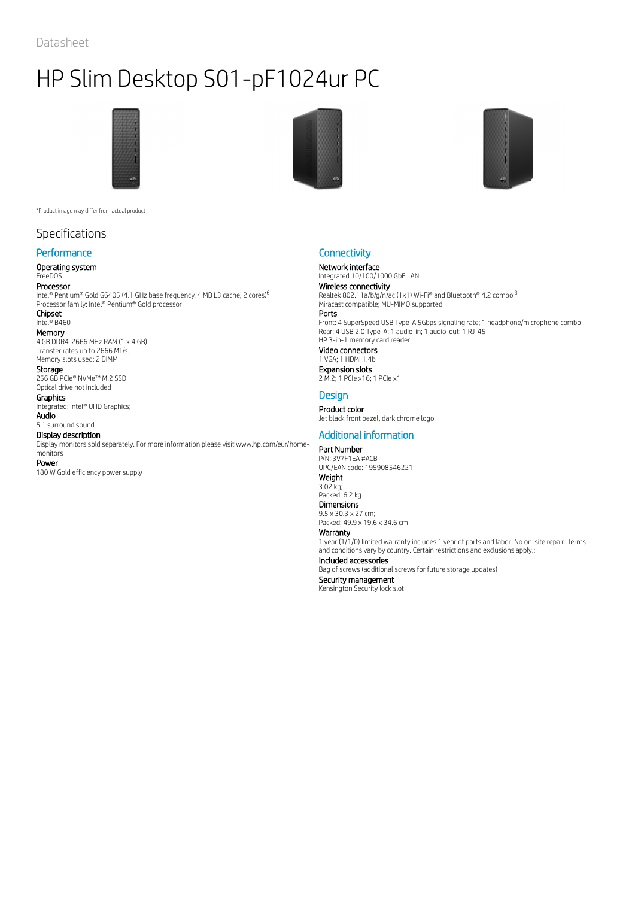Datasheet

# HP Slim Desktop S01-pF1024ur PC

*Product image may differ from actual product

## Specifications

### Performance

**Operating system**
FreeDOS

**Processor**
Intel® Pentium® Gold G6405 (4.1 GHz base frequency, 4 MB L3 cache, 2 cores)[6]
Processor family: Intel® Pentium® Gold processor

**Chipset**
Intel® B460

**Memory**
4 GB DDR4-2666 MHz RAM (1 x 4 GB)
Transfer rates up to 2666 MT/s.
Memory slots used: 2 DIMM

**Storage**
256 GB PCIe® NVMe™ M.2 SSD
Optical drive not included

**Graphics**
Integrated: Intel® UHD Graphics;

**Audio**
5.1 surround sound

**Display description**
Display monitors sold separately. For more information please visit www.hp.com/eur/home-monitors

**Power**
180 W Gold efficiency power supply

### Connectivity

**Network interface**
Integrated 10/100/1000 GbE LAN

**Wireless connectivity**
Realtek 802.11a/b/g/n/ac (1x1) Wi-Fi® and Bluetooth® 4.2 combo [3]
Miracast compatible; MU-MIMO supported

**Ports**
Front: 4 SuperSpeed USB Type-A 5Gbps signaling rate; 1 headphone/microphone combo
Rear: 4 USB 2.0 Type-A; 1 audio-in; 1 audio-out; 1 RJ-45
HP 3-in-1 memory card reader

**Video connectors**
1 VGA; 1 HDMI 1.4b

**Expansion slots**
2 M.2; 1 PCIe x16; 1 PCIe x1

### Design

**Product color**
Jet black front bezel, dark chrome logo

### Additional information

**Part Number**
P/N: 3V7F1EA #ACB
UPC/EAN code: 195908546221

**Weight**
3.02 kg;
Packed: 6.2 kg

**Dimensions**
9.5 x 30.3 x 27 cm;
Packed: 49.9 x 19.6 x 34.6 cm

**Warranty**
1 year (1/1/0) limited warranty includes 1 year of parts and labor. No on-site repair. Terms and conditions vary by country. Certain restrictions and exclusions apply.;

**Included accessories**
Bag of screws (additional screws for future storage updates)

**Security management**
Kensington Security lock slot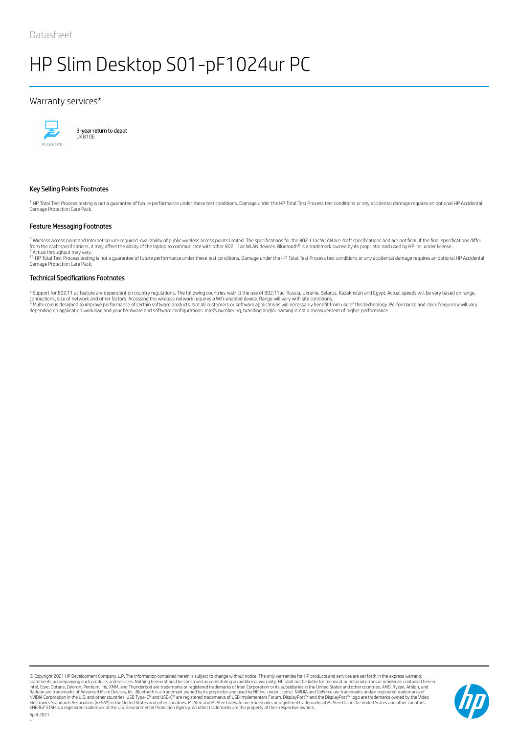Datasheet

# HP Slim Desktop S01-pF1024ur PC

## Warranty services*

PC Care pack

**3-year return to depot**
U4810E

### Key Selling Points Footnotes

[1] HP Total Test Process testing is not a guarantee of future performance under these test conditions. Damage under the HP Total Test Process test conditions or any accidental damage requires an optional HP Accidental Damage Protection Care Pack.

### Feature Messaging Footnotes

[2] Wireless access point and Internet service required. Availability of public wireless access points limited. The specifications for the 802.11ac WLAN are draft specifications and are not final. If the final specifications differ from the draft specifications, it may affect the ability of the laptop to communicate with other 802.11ac WLAN devices. Bluetooth® is a trademark owned by its proprietor and used by HP Inc. under license.
[3] Actual throughput may vary.
[14] HP Total Test Process testing is not a guarantee of future performance under these test conditions. Damage under the HP Total Test Process test conditions or any accidental damage requires an optional HP Accidental Damage Protection Care Pack.

### Technical Specifications Footnotes

[3] Support for 802.11 ac feature are dependent on country regulations. The following countries restrict the use of 802.11ac: Russia, Ukraine, Belarus, Kazakhstan and Egypt. Actual speeds will be vary based on range, connections, size of network and other factors. Accessing the wireless network requires a Wifi-enabled device. Range will vary with site conditions.
[6] Multi-core is designed to improve performance of certain software products. Not all customers or software applications will necessarily benefit from use of this technology. Performance and clock frequency will vary depending on application workload and your hardware and software configurations. Intel's numbering, branding and/or naming is not a measurement of higher performance.

© Copyright 2021 HP Development Company, L.P. The information contained herein is subject to change without notice. The only warranties for HP products and services are set forth in the express warranty statements accompanying such products and services. Nothing herein should be construed as constituting an additional warranty. HP shall not be liable for technical or editorial errors or omissions contained herein. Intel, Core, Optane, Celeron, Pentium, Iris, XMM, and Thunderbolt are trademarks or registered trademarks of Intel Corporation or its subsidiaries in the United States and other countries. AMD, Ryzen, Athlon, and Radeon are trademarks of Advanced Micro Devices, Inc. Bluetooth is a trademark owned by its proprietor and used by HP Inc. under license. NVIDIA and GeForce are trademarks and/or registered trademarks of NVIDIA Corporation in the U.S. and other countries. USB Type-C® and USB-C® are registered trademarks of USB Implementers Forum. DisplayPort™ and the DisplayPort™ logo are trademarks owned by the Video Electronics Standards Association (VESA®) in the United States and other countries. McAfee and McAfee LiveSafe are trademarks or registered trademarks of McAfee LLC in the United States and other countries. ENERGY STAR is a registered trademark of the U.S. Environmental Protection Agency. All other trademarks are the property of their respective owners.

April 2021